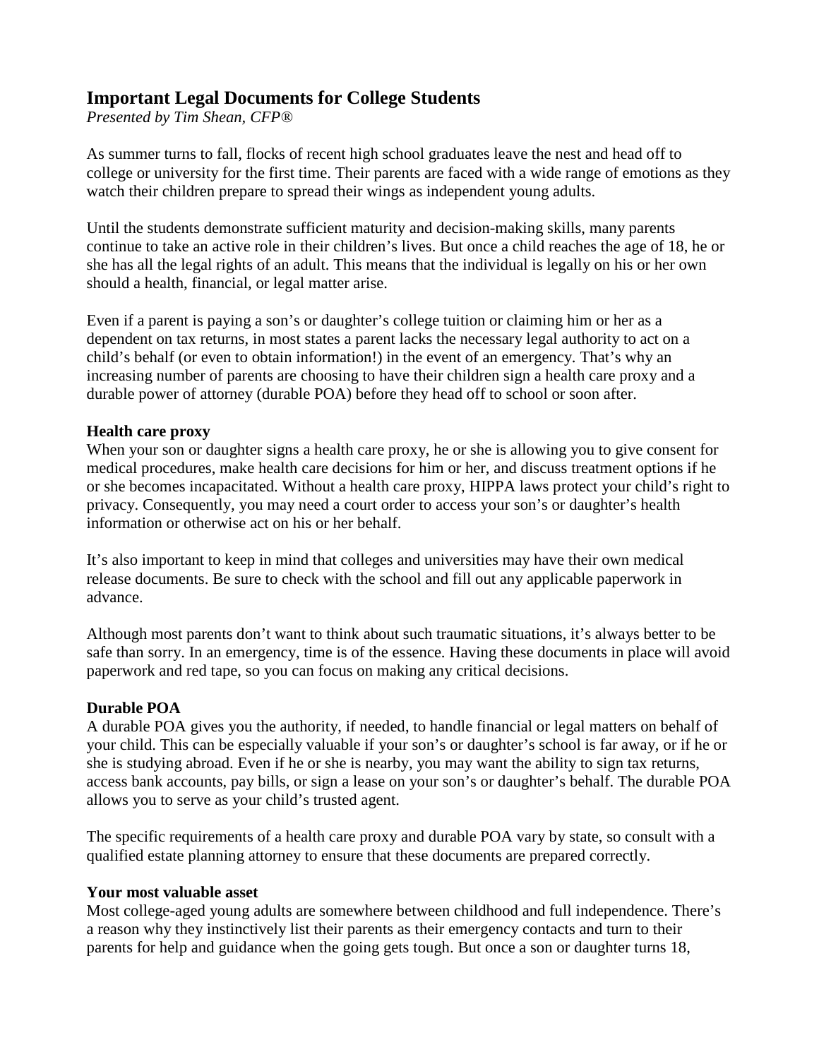# Important Legal Documents for College Students

*Presented by Tim Shean, CFP®*

As summer turns to fall, flocks of recent high school graduates leave the nest and head off to college or university for the first time. Their parents are faced with a wide range of emotions as they watch their children prepare to spread their wings as independent young adults.

Until the students demonstrate sufficient maturity and decision-making skills, many parents continue to take an active role in their children's lives. But once a child reaches the age of 18, he or she has all the legal rights of an adult. This means that the individual is legally on his or her own should a health, financial, or legal matter arise.

Even if a parent is paying a son's or daughter's college tuition or claiming him or her as a dependent on tax returns, in most states a parent lacks the necessary legal authority to act on a child's behalf (or even to obtain information!) in the event of an emergency. That's why an increasing number of parents are choosing to have their children sign a health care proxy and a durable power of attorney (durable POA) before they head off to school or soon after.

**Health care proxy**

When your son or daughter signs a health care proxy, he or she is allowing you to give consent for medical procedures, make health care decisions for him or her, and discuss treatment options if he or she becomes incapacitated. Without a health care proxy, HIPPA laws protect your child's right to privacy. Consequently, you may need a court order to access your son's or daughter's health information or otherwise act on his or her behalf.

It's also important to keep in mind that colleges and universities may have their own medical release documents. Be sure to check with the school and fill out any applicable paperwork in advance.

Although most parents don't want to think about such traumatic situations, it's always better to be safe than sorry. In an emergency, time is of the essence. Having these documents in place will avoid paperwork and red tape, so you can focus on making any critical decisions.

**Durable POA**

A durable POA gives you the authority, if needed, to handle financial or legal matters on behalf of your child. This can be especially valuable if your son's or daughter's school is far away, or if he or she is studying abroad. Even if he or she is nearby, you may want the ability to sign tax returns, access bank accounts, pay bills, or sign a lease on your son's or daughter's behalf. The durable POA allows you to serve as your child's trusted agent.

The specific requirements of a health care proxy and durable POA vary by state, so consult with a qualified estate planning attorney to ensure that these documents are prepared correctly.

**Your most valuable asset**

Most college-aged young adults are somewhere between childhood and full independence. There's a reason why they instinctively list their parents as their emergency contacts and turn to their parents for help and guidance when the going gets tough. But once a son or daughter turns 18,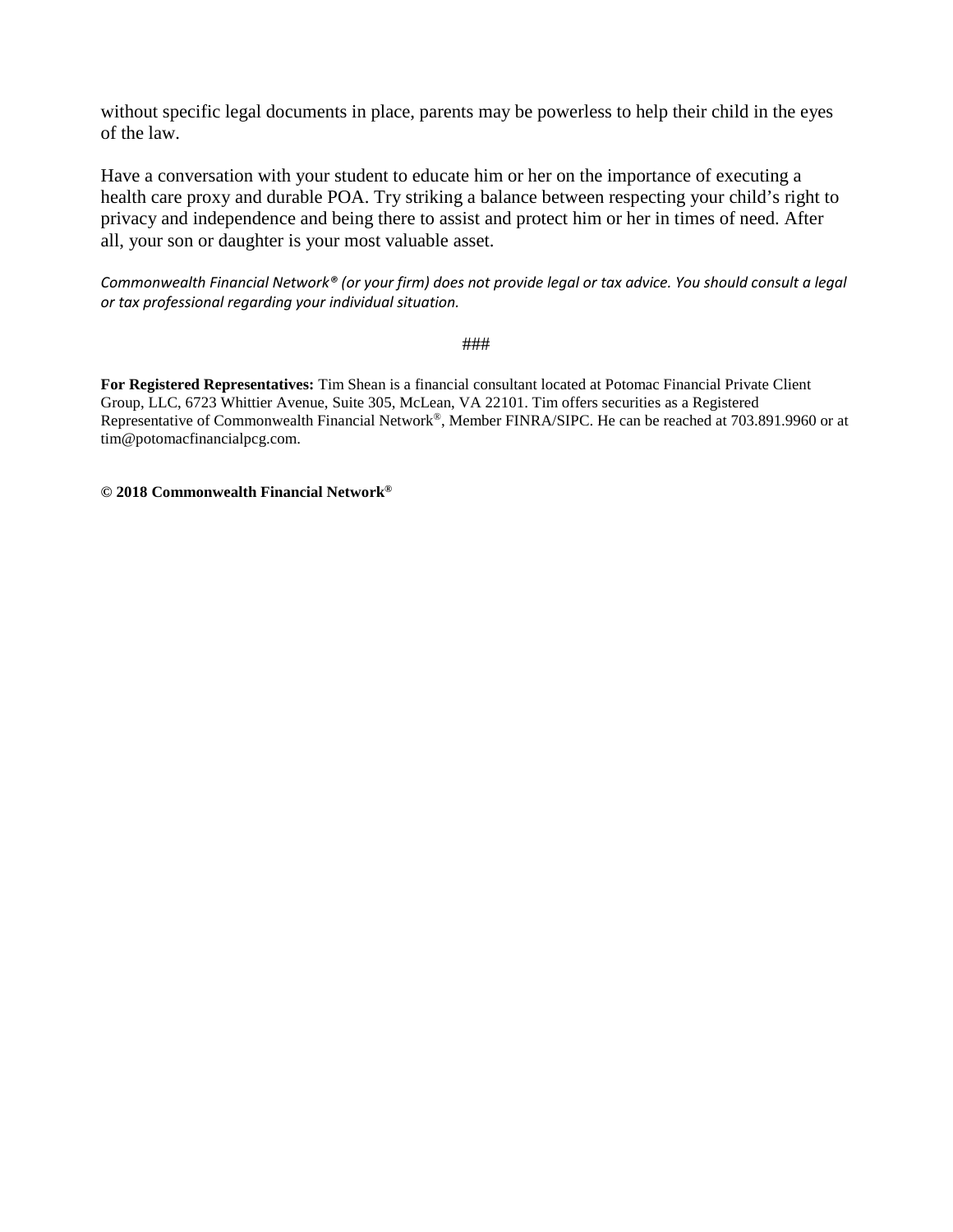without specific legal documents in place, parents may be powerless to help their child in the eyes of the law.

Have a conversation with your student to educate him or her on the importance of executing a health care proxy and durable POA. Try striking a balance between respecting your child's right to privacy and independence and being there to assist and protect him or her in times of need. After all, your son or daughter is your most valuable asset.

*Commonwealth Financial Network® (or your firm) does not provide legal or tax advice. You should consult a legal or tax professional regarding your individual situation.*

###

**For Registered Representatives:** Tim Shean is a financial consultant located at Potomac Financial Private Client Group, LLC, 6723 Whittier Avenue, Suite 305, McLean, VA 22101. Tim offers securities as a Registered Representative of Commonwealth Financial Network®, Member FINRA/SIPC. He can be reached at 703.891.9960 or at tim@potomacfinancialpcg.com.

**© 2018 Commonwealth Financial Network®**